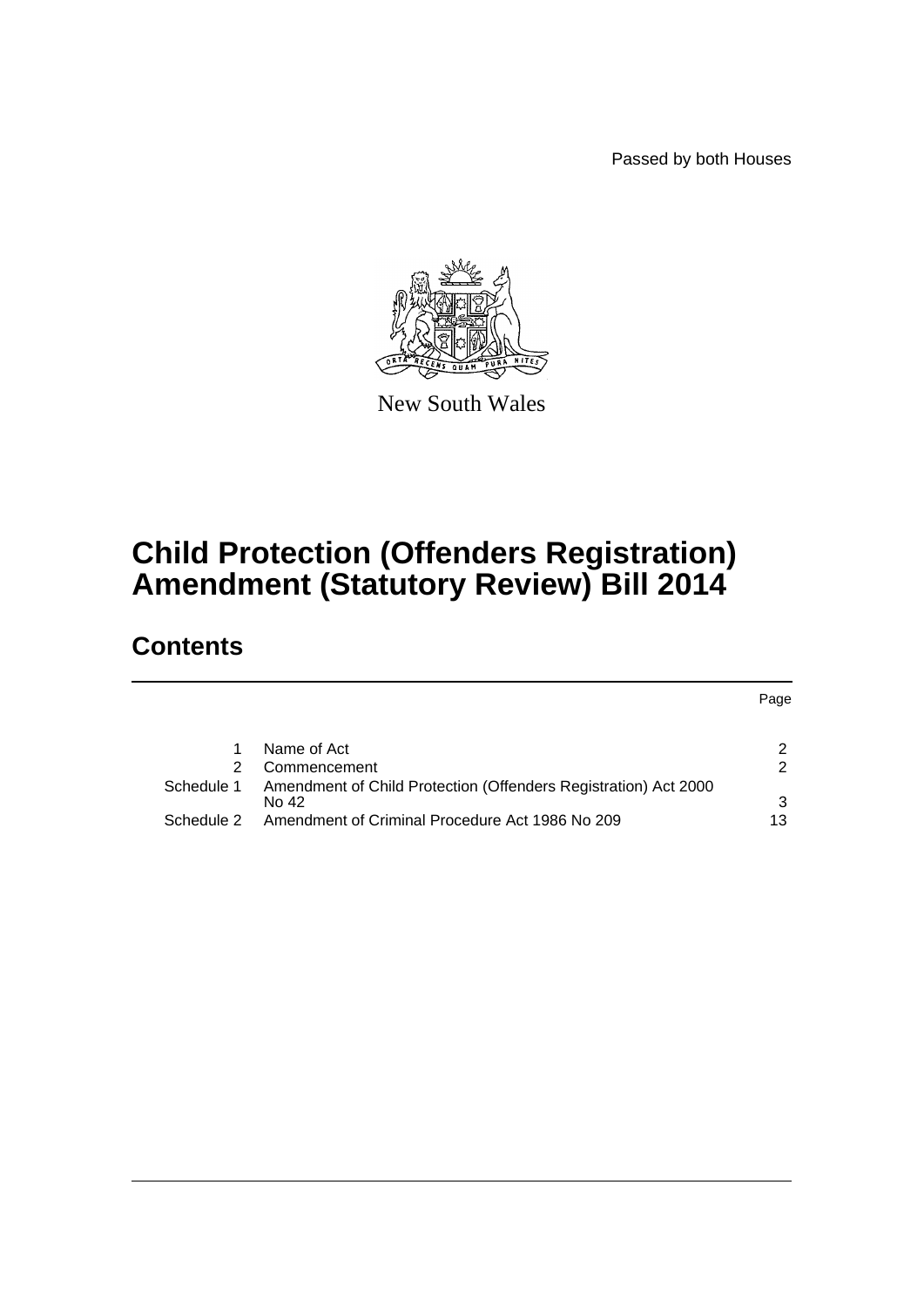Passed by both Houses

New South Wales

# Child Protection (Offenders Registration) Amendment (Statutory Review) Bill 2014

## Contents

| | | Page |
|---|---|---|
| 1 | Name of Act | 2 |
| 2 | Commencement | 2 |
| Schedule 1 | Amendment of Child Protection (Offenders Registration) Act 2000 No 42 | 3 |
| Schedule 2 | Amendment of Criminal Procedure Act 1986 No 209 | 13 |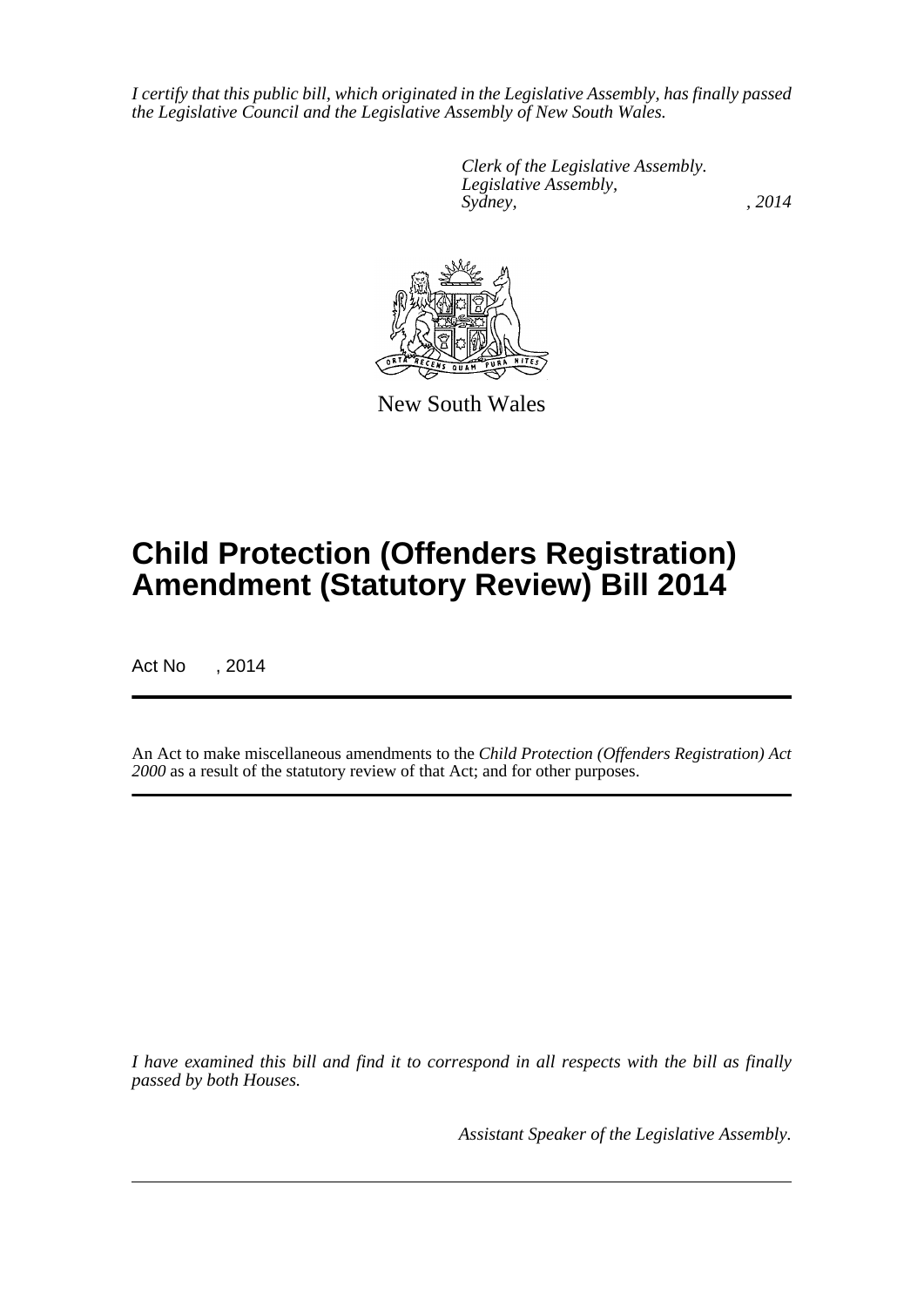*I certify that this public bill, which originated in the Legislative Assembly, has finally passed the Legislative Council and the Legislative Assembly of New South Wales.*

*Clerk of the Legislative Assembly.*
*Legislative Assembly,*
*Sydney, , 2014*

New South Wales

# Child Protection (Offenders Registration) Amendment (Statutory Review) Bill 2014

Act No , 2014

An Act to make miscellaneous amendments to the *Child Protection (Offenders Registration) Act 2000* as a result of the statutory review of that Act; and for other purposes.

*I have examined this bill and find it to correspond in all respects with the bill as finally passed by both Houses.*

*Assistant Speaker of the Legislative Assembly.*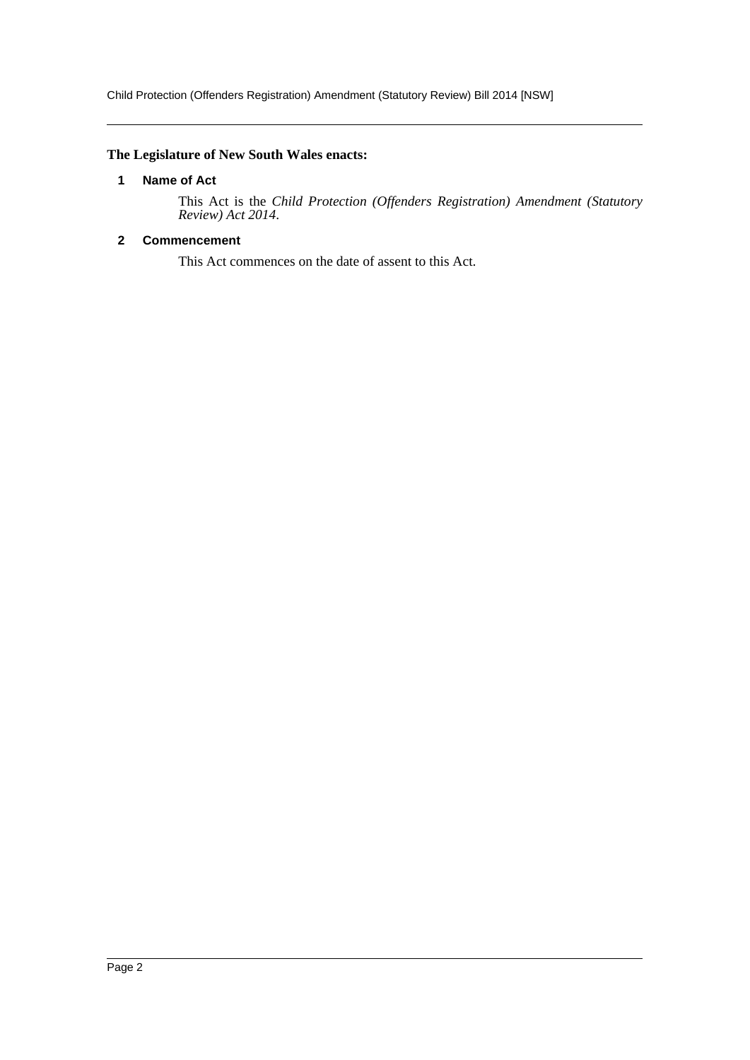**The Legislature of New South Wales enacts:**

## 1 Name of Act

This Act is the *Child Protection (Offenders Registration) Amendment (Statutory Review) Act 2014*.

## 2 Commencement

This Act commences on the date of assent to this Act.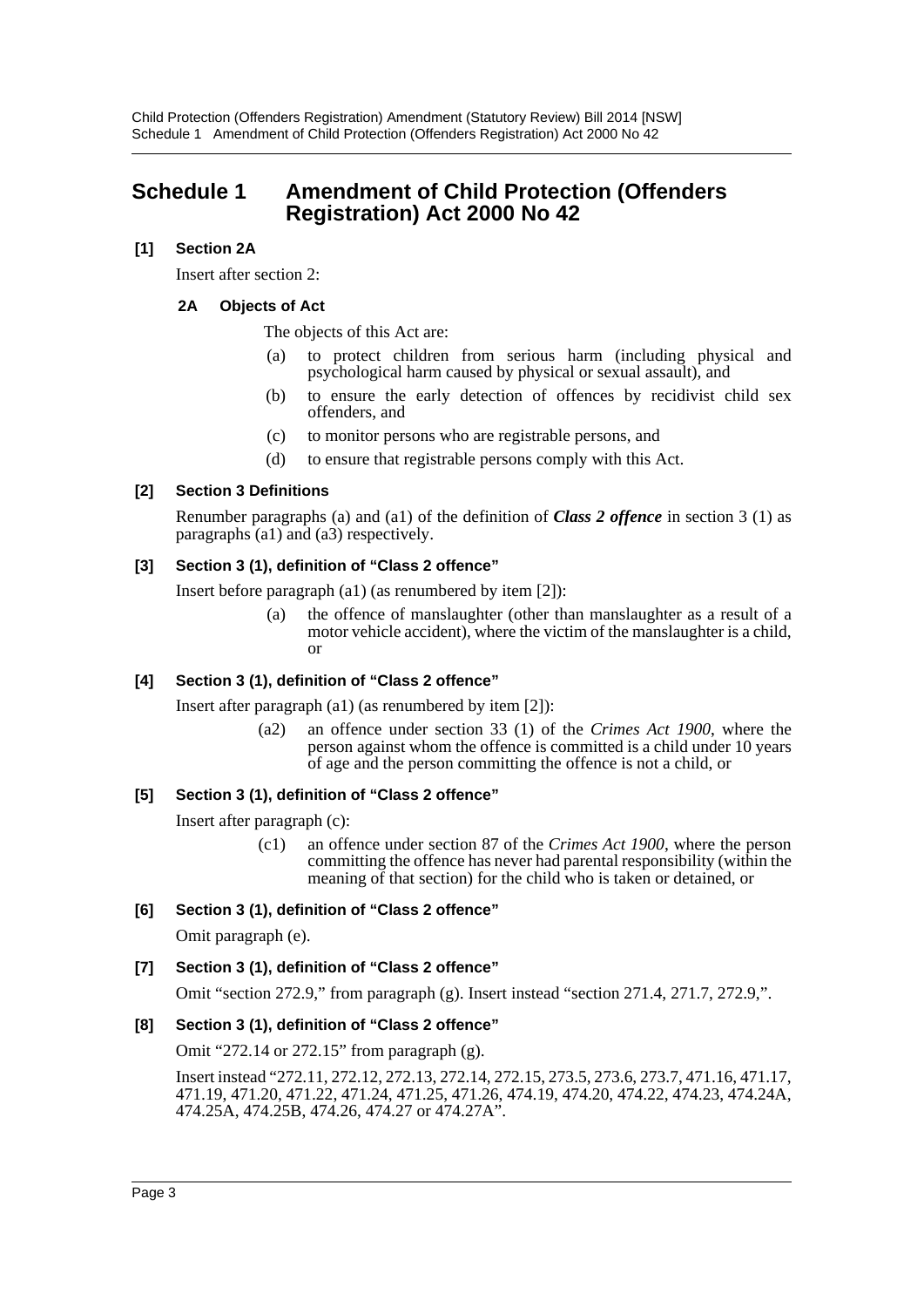## Schedule 1 Amendment of Child Protection (Offenders Registration) Act 2000 No 42

**[1] Section 2A**

Insert after section 2:

**2A Objects of Act**

The objects of this Act are:

(a) to protect children from serious harm (including physical and psychological harm caused by physical or sexual assault), and

(b) to ensure the early detection of offences by recidivist child sex offenders, and

(c) to monitor persons who are registrable persons, and

(d) to ensure that registrable persons comply with this Act.

**[2] Section 3 Definitions**

Renumber paragraphs (a) and (a1) of the definition of ***Class 2 offence*** in section 3 (1) as paragraphs (a1) and (a3) respectively.

**[3] Section 3 (1), definition of "Class 2 offence"**

Insert before paragraph (a1) (as renumbered by item [2]):

(a) the offence of manslaughter (other than manslaughter as a result of a motor vehicle accident), where the victim of the manslaughter is a child, or

**[4] Section 3 (1), definition of "Class 2 offence"**

Insert after paragraph (a1) (as renumbered by item [2]):

(a2) an offence under section 33 (1) of the *Crimes Act 1900*, where the person against whom the offence is committed is a child under 10 years of age and the person committing the offence is not a child, or

**[5] Section 3 (1), definition of "Class 2 offence"**

Insert after paragraph (c):

(c1) an offence under section 87 of the *Crimes Act 1900*, where the person committing the offence has never had parental responsibility (within the meaning of that section) for the child who is taken or detained, or

**[6] Section 3 (1), definition of "Class 2 offence"**

Omit paragraph (e).

**[7] Section 3 (1), definition of "Class 2 offence"**

Omit "section 272.9," from paragraph (g). Insert instead "section 271.4, 271.7, 272.9,".

**[8] Section 3 (1), definition of "Class 2 offence"**

Omit "272.14 or 272.15" from paragraph (g).

Insert instead "272.11, 272.12, 272.13, 272.14, 272.15, 273.5, 273.6, 273.7, 471.16, 471.17, 471.19, 471.20, 471.22, 471.24, 471.25, 471.26, 474.19, 474.20, 474.22, 474.23, 474.24A, 474.25A, 474.25B, 474.26, 474.27 or 474.27A".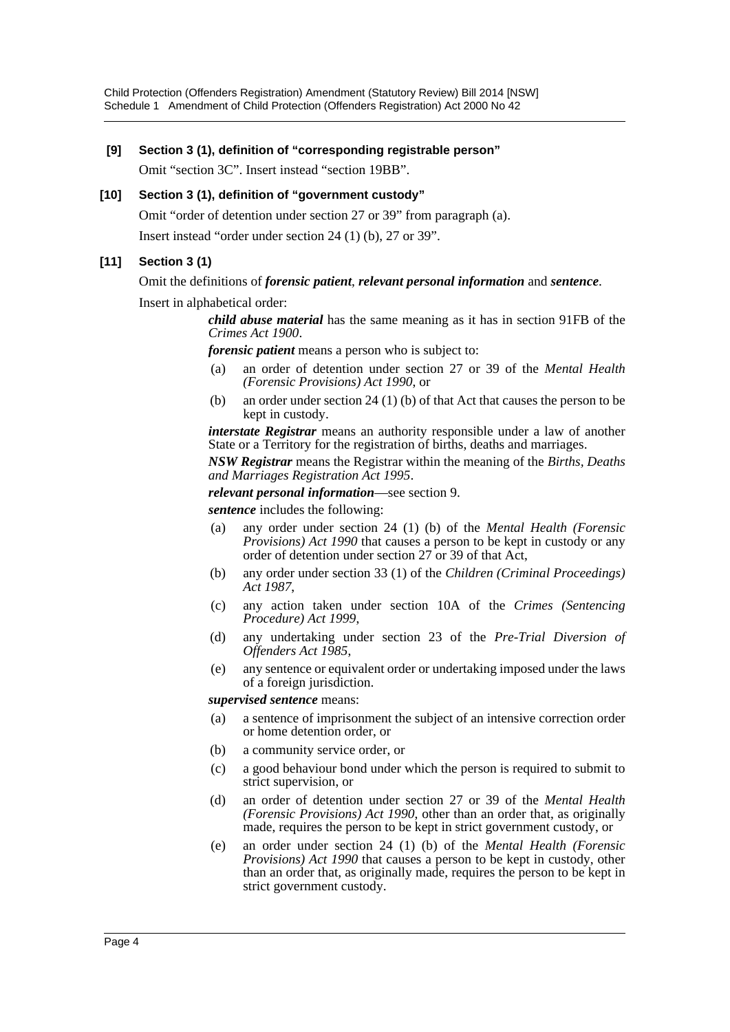**[9] Section 3 (1), definition of "corresponding registrable person"**

Omit "section 3C". Insert instead "section 19BB".

**[10] Section 3 (1), definition of "government custody"**

Omit "order of detention under section 27 or 39" from paragraph (a).

Insert instead "order under section 24 (1) (b), 27 or 39".

**[11] Section 3 (1)**

Omit the definitions of ***forensic patient***, ***relevant personal information*** and ***sentence***.

Insert in alphabetical order:

> ***child abuse material*** has the same meaning as it has in section 91FB of the *Crimes Act 1900*.
>
> ***forensic patient*** means a person who is subject to:
>
> (a) an order of detention under section 27 or 39 of the *Mental Health (Forensic Provisions) Act 1990*, or
>
> (b) an order under section 24 (1) (b) of that Act that causes the person to be kept in custody.
>
> ***interstate Registrar*** means an authority responsible under a law of another State or a Territory for the registration of births, deaths and marriages.
>
> ***NSW Registrar*** means the Registrar within the meaning of the *Births, Deaths and Marriages Registration Act 1995*.
>
> ***relevant personal information***—see section 9.
>
> ***sentence*** includes the following:
>
> (a) any order under section 24 (1) (b) of the *Mental Health (Forensic Provisions) Act 1990* that causes a person to be kept in custody or any order of detention under section 27 or 39 of that Act,
>
> (b) any order under section 33 (1) of the *Children (Criminal Proceedings) Act 1987*,
>
> (c) any action taken under section 10A of the *Crimes (Sentencing Procedure) Act 1999*,
>
> (d) any undertaking under section 23 of the *Pre-Trial Diversion of Offenders Act 1985*,
>
> (e) any sentence or equivalent order or undertaking imposed under the laws of a foreign jurisdiction.
>
> ***supervised sentence*** means:
>
> (a) a sentence of imprisonment the subject of an intensive correction order or home detention order, or
>
> (b) a community service order, or
>
> (c) a good behaviour bond under which the person is required to submit to strict supervision, or
>
> (d) an order of detention under section 27 or 39 of the *Mental Health (Forensic Provisions) Act 1990*, other than an order that, as originally made, requires the person to be kept in strict government custody, or
>
> (e) an order under section 24 (1) (b) of the *Mental Health (Forensic Provisions) Act 1990* that causes a person to be kept in custody, other than an order that, as originally made, requires the person to be kept in strict government custody.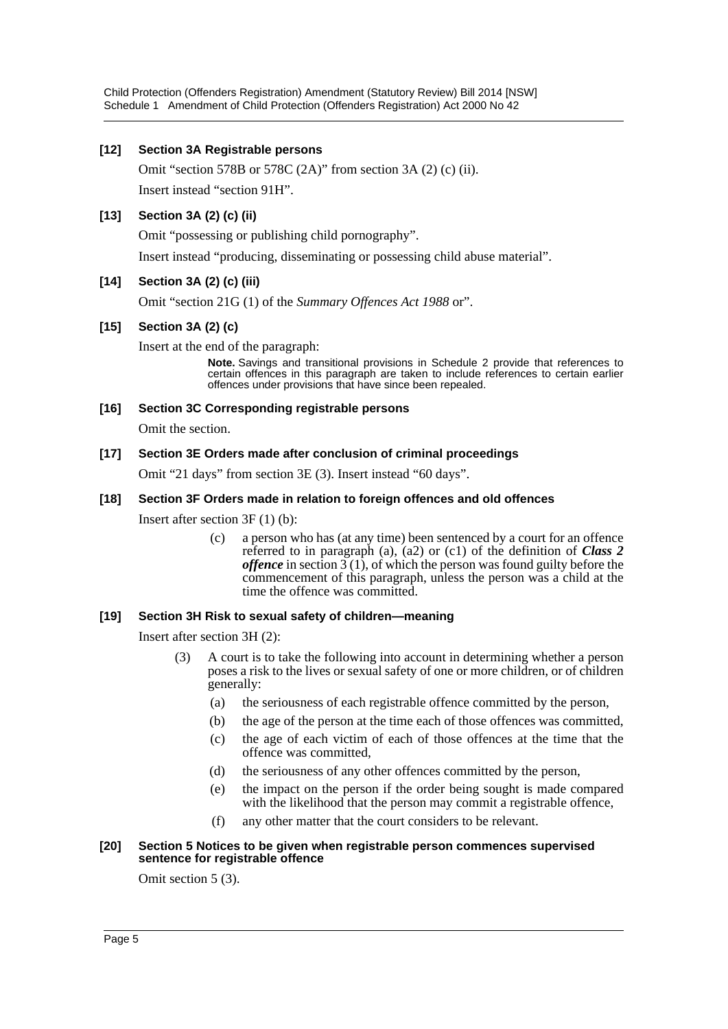### [12] Section 3A Registrable persons

Omit "section 578B or 578C (2A)" from section 3A (2) (c) (ii).

Insert instead "section 91H".

### [13] Section 3A (2) (c) (ii)

Omit "possessing or publishing child pornography".

Insert instead "producing, disseminating or possessing child abuse material".

### [14] Section 3A (2) (c) (iii)

Omit "section 21G (1) of the *Summary Offences Act 1988* or".

### [15] Section 3A (2) (c)

Insert at the end of the paragraph:

> **Note.** Savings and transitional provisions in Schedule 2 provide that references to certain offences in this paragraph are taken to include references to certain earlier offences under provisions that have since been repealed.

### [16] Section 3C Corresponding registrable persons

Omit the section.

### [17] Section 3E Orders made after conclusion of criminal proceedings

Omit "21 days" from section 3E (3). Insert instead "60 days".

### [18] Section 3F Orders made in relation to foreign offences and old offences

Insert after section 3F (1) (b):

> (c) a person who has (at any time) been sentenced by a court for an offence referred to in paragraph (a), (a2) or (c1) of the definition of ***Class 2 offence*** in section 3 (1), of which the person was found guilty before the commencement of this paragraph, unless the person was a child at the time the offence was committed.

### [19] Section 3H Risk to sexual safety of children—meaning

Insert after section 3H (2):

> (3) A court is to take the following into account in determining whether a person poses a risk to the lives or sexual safety of one or more children, or of children generally:
>
> (a) the seriousness of each registrable offence committed by the person,
>
> (b) the age of the person at the time each of those offences was committed,
>
> (c) the age of each victim of each of those offences at the time that the offence was committed,
>
> (d) the seriousness of any other offences committed by the person,
>
> (e) the impact on the person if the order being sought is made compared with the likelihood that the person may commit a registrable offence,
>
> (f) any other matter that the court considers to be relevant.

### [20] Section 5 Notices to be given when registrable person commences supervised sentence for registrable offence

Omit section 5 (3).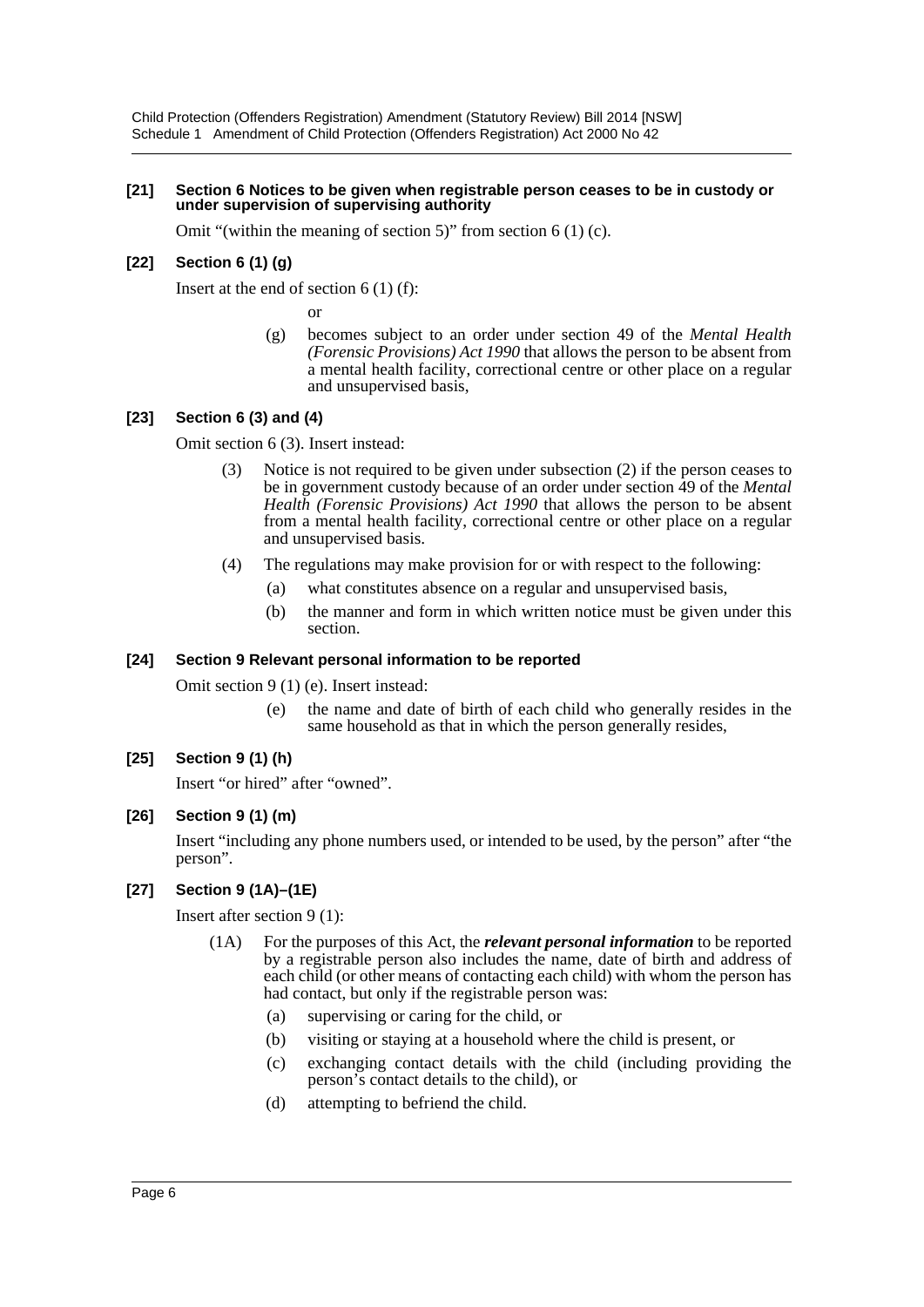**[21] Section 6 Notices to be given when registrable person ceases to be in custody or under supervision of supervising authority**

Omit "(within the meaning of section 5)" from section 6 (1) (c).

**[22] Section 6 (1) (g)**

Insert at the end of section 6 (1) (f):

or

(g) becomes subject to an order under section 49 of the *Mental Health (Forensic Provisions) Act 1990* that allows the person to be absent from a mental health facility, correctional centre or other place on a regular and unsupervised basis,

**[23] Section 6 (3) and (4)**

Omit section 6 (3). Insert instead:

(3) Notice is not required to be given under subsection (2) if the person ceases to be in government custody because of an order under section 49 of the *Mental Health (Forensic Provisions) Act 1990* that allows the person to be absent from a mental health facility, correctional centre or other place on a regular and unsupervised basis.

(4) The regulations may make provision for or with respect to the following:

(a) what constitutes absence on a regular and unsupervised basis,

(b) the manner and form in which written notice must be given under this section.

**[24] Section 9 Relevant personal information to be reported**

Omit section 9 (1) (e). Insert instead:

(e) the name and date of birth of each child who generally resides in the same household as that in which the person generally resides,

**[25] Section 9 (1) (h)**

Insert "or hired" after "owned".

**[26] Section 9 (1) (m)**

Insert "including any phone numbers used, or intended to be used, by the person" after "the person".

**[27] Section 9 (1A)–(1E)**

Insert after section 9 (1):

(1A) For the purposes of this Act, the ***relevant personal information*** to be reported by a registrable person also includes the name, date of birth and address of each child (or other means of contacting each child) with whom the person has had contact, but only if the registrable person was:

(a) supervising or caring for the child, or

(b) visiting or staying at a household where the child is present, or

(c) exchanging contact details with the child (including providing the person's contact details to the child), or

(d) attempting to befriend the child.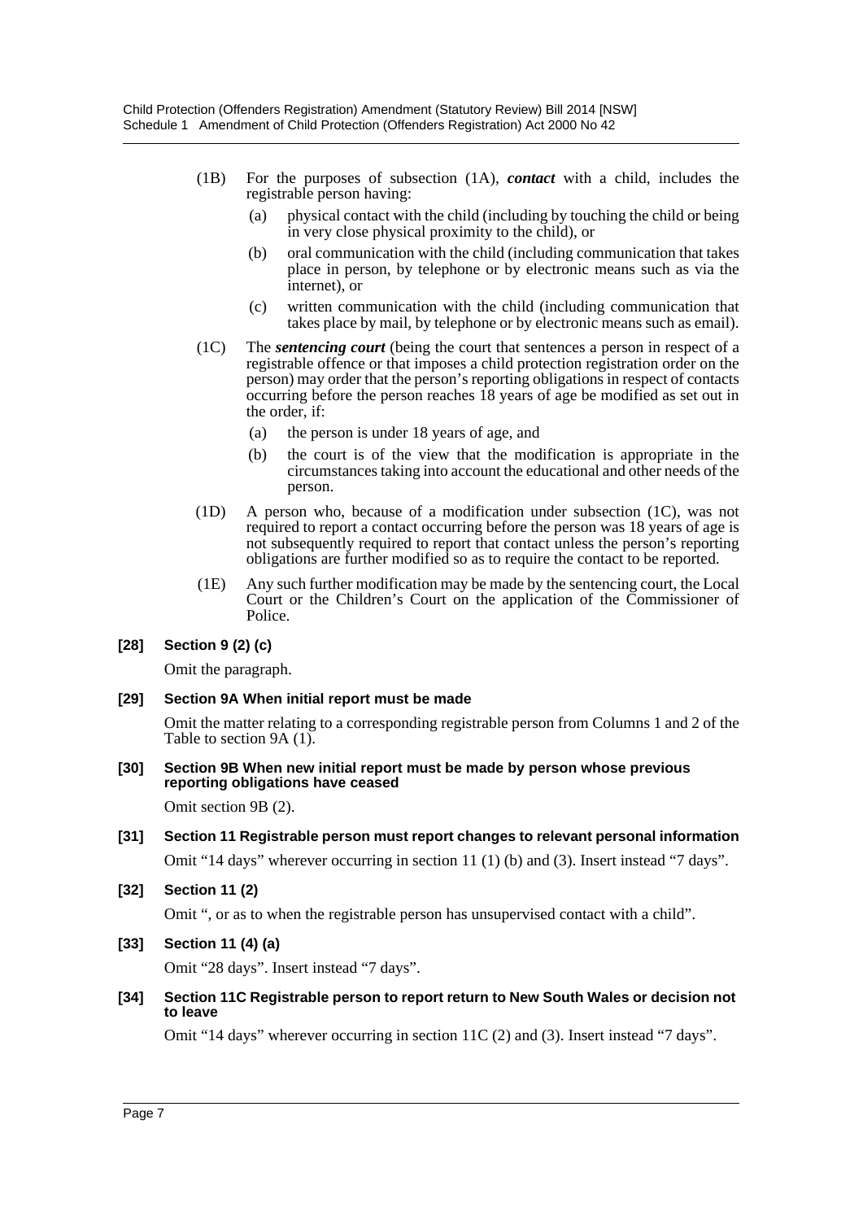(1B) For the purposes of subsection (1A), ***contact*** with a child, includes the registrable person having:

(a) physical contact with the child (including by touching the child or being in very close physical proximity to the child), or

(b) oral communication with the child (including communication that takes place in person, by telephone or by electronic means such as via the internet), or

(c) written communication with the child (including communication that takes place by mail, by telephone or by electronic means such as email).

(1C) The ***sentencing court*** (being the court that sentences a person in respect of a registrable offence or that imposes a child protection registration order on the person) may order that the person's reporting obligations in respect of contacts occurring before the person reaches 18 years of age be modified as set out in the order, if:

(a) the person is under 18 years of age, and

(b) the court is of the view that the modification is appropriate in the circumstances taking into account the educational and other needs of the person.

(1D) A person who, because of a modification under subsection (1C), was not required to report a contact occurring before the person was 18 years of age is not subsequently required to report that contact unless the person's reporting obligations are further modified so as to require the contact to be reported.

(1E) Any such further modification may be made by the sentencing court, the Local Court or the Children's Court on the application of the Commissioner of Police.

**[28] Section 9 (2) (c)**

Omit the paragraph.

**[29] Section 9A When initial report must be made**

Omit the matter relating to a corresponding registrable person from Columns 1 and 2 of the Table to section 9A (1).

**[30] Section 9B When new initial report must be made by person whose previous reporting obligations have ceased**

Omit section 9B (2).

**[31] Section 11 Registrable person must report changes to relevant personal information**

Omit "14 days" wherever occurring in section 11 (1) (b) and (3). Insert instead "7 days".

**[32] Section 11 (2)**

Omit ", or as to when the registrable person has unsupervised contact with a child".

**[33] Section 11 (4) (a)**

Omit "28 days". Insert instead "7 days".

**[34] Section 11C Registrable person to report return to New South Wales or decision not to leave**

Omit "14 days" wherever occurring in section 11C (2) and (3). Insert instead "7 days".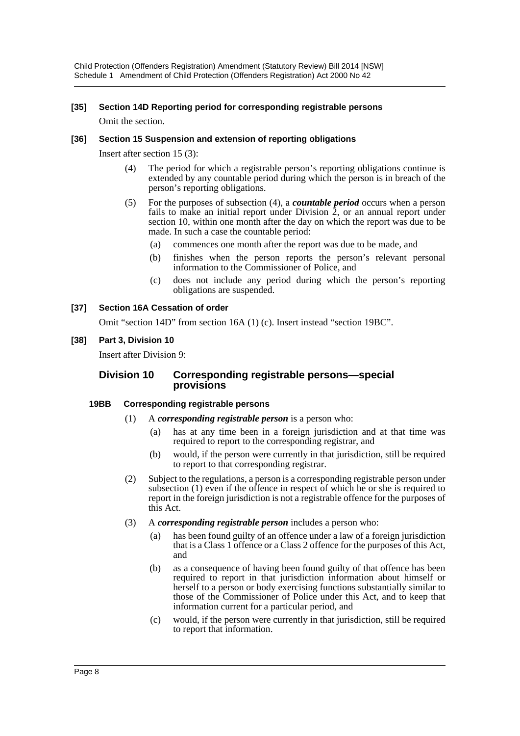### [35] Section 14D Reporting period for corresponding registrable persons

Omit the section.

### [36] Section 15 Suspension and extension of reporting obligations

Insert after section 15 (3):

(4) The period for which a registrable person's reporting obligations continue is extended by any countable period during which the person is in breach of the person's reporting obligations.

(5) For the purposes of subsection (4), a ***countable period*** occurs when a person fails to make an initial report under Division 2, or an annual report under section 10, within one month after the day on which the report was due to be made. In such a case the countable period:

(a) commences one month after the report was due to be made, and

(b) finishes when the person reports the person's relevant personal information to the Commissioner of Police, and

(c) does not include any period during which the person's reporting obligations are suspended.

### [37] Section 16A Cessation of order

Omit "section 14D" from section 16A (1) (c). Insert instead "section 19BC".

### [38] Part 3, Division 10

Insert after Division 9:

## Division 10 Corresponding registrable persons—special provisions

#### 19BB Corresponding registrable persons

(1) A ***corresponding registrable person*** is a person who:

(a) has at any time been in a foreign jurisdiction and at that time was required to report to the corresponding registrar, and

(b) would, if the person were currently in that jurisdiction, still be required to report to that corresponding registrar.

(2) Subject to the regulations, a person is a corresponding registrable person under subsection (1) even if the offence in respect of which he or she is required to report in the foreign jurisdiction is not a registrable offence for the purposes of this Act.

(3) A ***corresponding registrable person*** includes a person who:

(a) has been found guilty of an offence under a law of a foreign jurisdiction that is a Class 1 offence or a Class 2 offence for the purposes of this Act, and

(b) as a consequence of having been found guilty of that offence has been required to report in that jurisdiction information about himself or herself to a person or body exercising functions substantially similar to those of the Commissioner of Police under this Act, and to keep that information current for a particular period, and

(c) would, if the person were currently in that jurisdiction, still be required to report that information.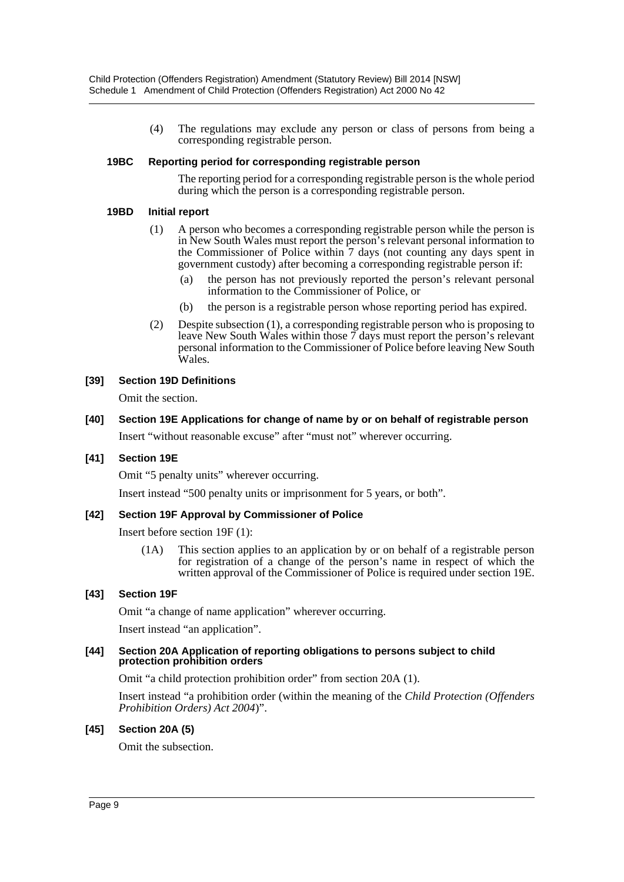(4) The regulations may exclude any person or class of persons from being a corresponding registrable person.

**19BC Reporting period for corresponding registrable person**

The reporting period for a corresponding registrable person is the whole period during which the person is a corresponding registrable person.

**19BD Initial report**

(1) A person who becomes a corresponding registrable person while the person is in New South Wales must report the person's relevant personal information to the Commissioner of Police within 7 days (not counting any days spent in government custody) after becoming a corresponding registrable person if:

(a) the person has not previously reported the person's relevant personal information to the Commissioner of Police, or

(b) the person is a registrable person whose reporting period has expired.

(2) Despite subsection (1), a corresponding registrable person who is proposing to leave New South Wales within those 7 days must report the person's relevant personal information to the Commissioner of Police before leaving New South Wales.

**[39] Section 19D Definitions**

Omit the section.

**[40] Section 19E Applications for change of name by or on behalf of registrable person**

Insert "without reasonable excuse" after "must not" wherever occurring.

**[41] Section 19E**

Omit "5 penalty units" wherever occurring.

Insert instead "500 penalty units or imprisonment for 5 years, or both".

**[42] Section 19F Approval by Commissioner of Police**

Insert before section 19F (1):

(1A) This section applies to an application by or on behalf of a registrable person for registration of a change of the person's name in respect of which the written approval of the Commissioner of Police is required under section 19E.

**[43] Section 19F**

Omit "a change of name application" wherever occurring.

Insert instead "an application".

**[44] Section 20A Application of reporting obligations to persons subject to child protection prohibition orders**

Omit "a child protection prohibition order" from section 20A (1).

Insert instead "a prohibition order (within the meaning of the *Child Protection (Offenders Prohibition Orders) Act 2004*)".

**[45] Section 20A (5)**

Omit the subsection.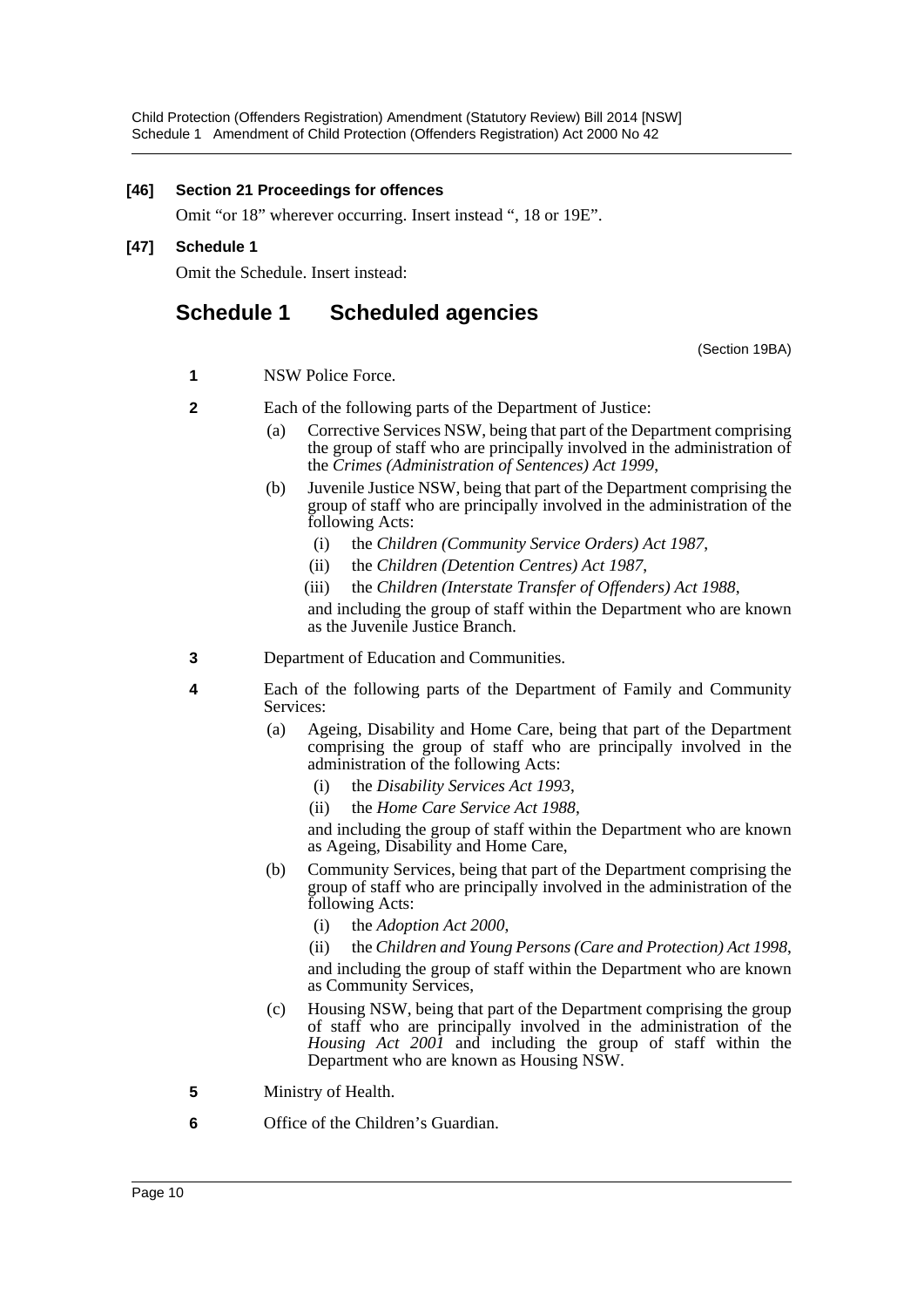**[46] Section 21 Proceedings for offences**

Omit "or 18" wherever occurring. Insert instead ", 18 or 19E".

**[47] Schedule 1**

Omit the Schedule. Insert instead:

## Schedule 1 Scheduled agencies

(Section 19BA)

**1** NSW Police Force.

**2** Each of the following parts of the Department of Justice:

(a) Corrective Services NSW, being that part of the Department comprising the group of staff who are principally involved in the administration of the *Crimes (Administration of Sentences) Act 1999*,

(b) Juvenile Justice NSW, being that part of the Department comprising the group of staff who are principally involved in the administration of the following Acts:

(i) the *Children (Community Service Orders) Act 1987*,

(ii) the *Children (Detention Centres) Act 1987*,

(iii) the *Children (Interstate Transfer of Offenders) Act 1988*,

and including the group of staff within the Department who are known as the Juvenile Justice Branch.

**3** Department of Education and Communities.

**4** Each of the following parts of the Department of Family and Community Services:

(a) Ageing, Disability and Home Care, being that part of the Department comprising the group of staff who are principally involved in the administration of the following Acts:

(i) the *Disability Services Act 1993*,

(ii) the *Home Care Service Act 1988*,

and including the group of staff within the Department who are known as Ageing, Disability and Home Care,

(b) Community Services, being that part of the Department comprising the group of staff who are principally involved in the administration of the following Acts:

(i) the *Adoption Act 2000*,

(ii) the *Children and Young Persons (Care and Protection) Act 1998*,

and including the group of staff within the Department who are known as Community Services,

(c) Housing NSW, being that part of the Department comprising the group of staff who are principally involved in the administration of the *Housing Act 2001* and including the group of staff within the Department who are known as Housing NSW.

**5** Ministry of Health.

**6** Office of the Children's Guardian.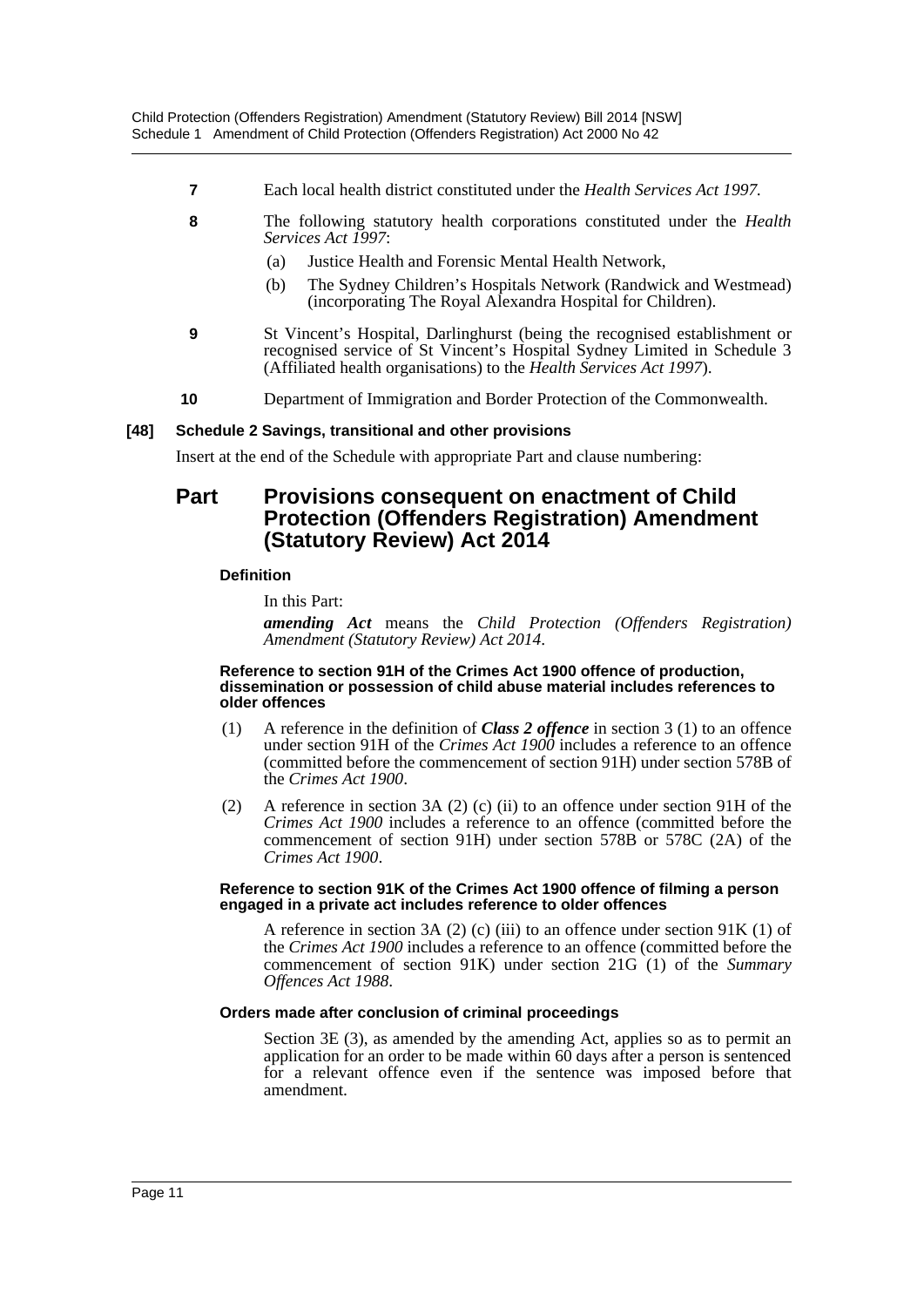**7** Each local health district constituted under the *Health Services Act 1997*.

**8** The following statutory health corporations constituted under the *Health Services Act 1997*:

- (a) Justice Health and Forensic Mental Health Network,
- (b) The Sydney Children's Hospitals Network (Randwick and Westmead) (incorporating The Royal Alexandra Hospital for Children).

**9** St Vincent's Hospital, Darlinghurst (being the recognised establishment or recognised service of St Vincent's Hospital Sydney Limited in Schedule 3 (Affiliated health organisations) to the *Health Services Act 1997*).

**10** Department of Immigration and Border Protection of the Commonwealth.

**[48] Schedule 2 Savings, transitional and other provisions**

Insert at the end of the Schedule with appropriate Part and clause numbering:

## Part Provisions consequent on enactment of Child Protection (Offenders Registration) Amendment (Statutory Review) Act 2014

#### Definition

In this Part:

***amending Act*** means the *Child Protection (Offenders Registration) Amendment (Statutory Review) Act 2014*.

#### Reference to section 91H of the Crimes Act 1900 offence of production, dissemination or possession of child abuse material includes references to older offences

(1) A reference in the definition of ***Class 2 offence*** in section 3 (1) to an offence under section 91H of the *Crimes Act 1900* includes a reference to an offence (committed before the commencement of section 91H) under section 578B of the *Crimes Act 1900*.

(2) A reference in section 3A (2) (c) (ii) to an offence under section 91H of the *Crimes Act 1900* includes a reference to an offence (committed before the commencement of section 91H) under section 578B or 578C (2A) of the *Crimes Act 1900*.

#### Reference to section 91K of the Crimes Act 1900 offence of filming a person engaged in a private act includes reference to older offences

A reference in section 3A (2) (c) (iii) to an offence under section 91K (1) of the *Crimes Act 1900* includes a reference to an offence (committed before the commencement of section 91K) under section 21G (1) of the *Summary Offences Act 1988*.

#### Orders made after conclusion of criminal proceedings

Section 3E (3), as amended by the amending Act, applies so as to permit an application for an order to be made within 60 days after a person is sentenced for a relevant offence even if the sentence was imposed before that amendment.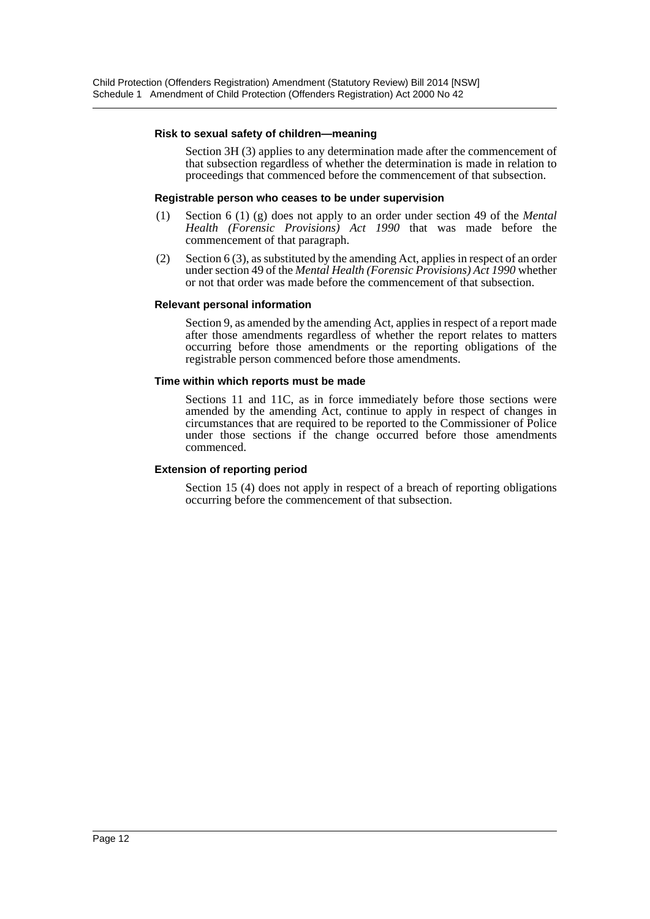#### Risk to sexual safety of children—meaning

Section 3H (3) applies to any determination made after the commencement of that subsection regardless of whether the determination is made in relation to proceedings that commenced before the commencement of that subsection.

#### Registrable person who ceases to be under supervision

(1) Section 6 (1) (g) does not apply to an order under section 49 of the *Mental Health (Forensic Provisions) Act 1990* that was made before the commencement of that paragraph.

(2) Section 6 (3), as substituted by the amending Act, applies in respect of an order under section 49 of the *Mental Health (Forensic Provisions) Act 1990* whether or not that order was made before the commencement of that subsection.

#### Relevant personal information

Section 9, as amended by the amending Act, applies in respect of a report made after those amendments regardless of whether the report relates to matters occurring before those amendments or the reporting obligations of the registrable person commenced before those amendments.

#### Time within which reports must be made

Sections 11 and 11C, as in force immediately before those sections were amended by the amending Act, continue to apply in respect of changes in circumstances that are required to be reported to the Commissioner of Police under those sections if the change occurred before those amendments commenced.

#### Extension of reporting period

Section 15 (4) does not apply in respect of a breach of reporting obligations occurring before the commencement of that subsection.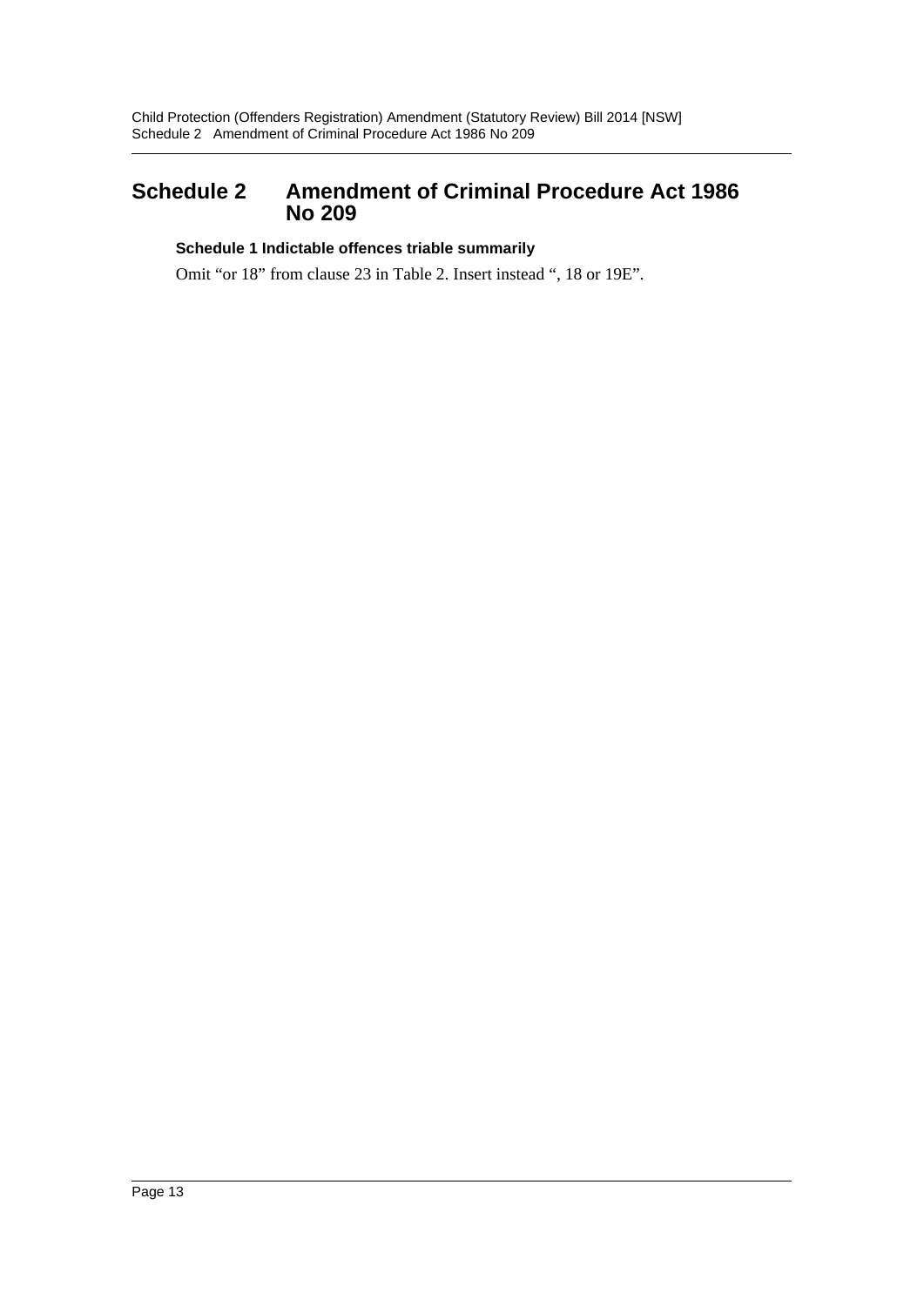# Schedule 2 Amendment of Criminal Procedure Act 1986 No 209

### Schedule 1 Indictable offences triable summarily

Omit "or 18" from clause 23 in Table 2. Insert instead ", 18 or 19E".